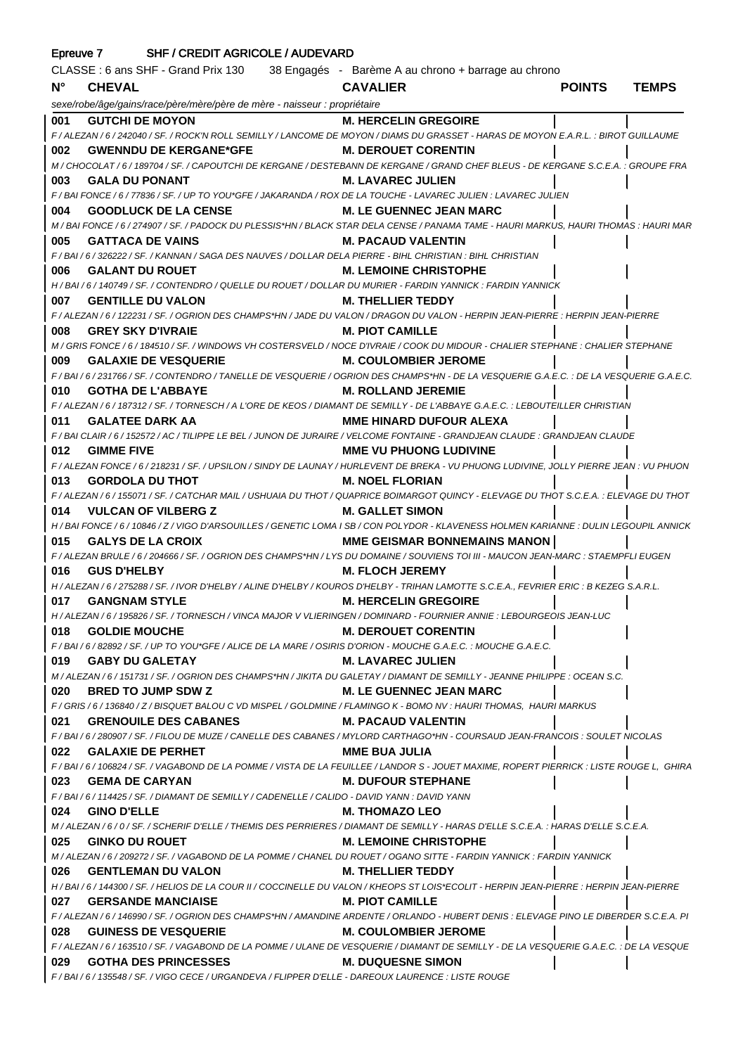Epreuve 7 SHF / CREDIT AGRICOLE / AUDEVARD

CLASSE : 6 ans SHF - Grand Prix 130 38 Engagés - Barème A au chrono + barrage au chrono

| N° | CHEVAL | CAVALIER | POINTS | TEMPS |
|---|---|---|---|---|
| | *sexe/robe/âge/gains/race/père/mère/père de mère - naisseur : propriétaire* | | | |
| 001 | **GUTCHI DE MOYON** | **M. HERCELIN GREGOIRE** | | |
| | *F / ALEZAN / 6 / 242040 / SF. / ROCK'N ROLL SEMILLY / LANCOME DE MOYON / DIAMS DU GRASSET - HARAS DE MOYON E.A.R.L. : BIROT GUILLAUME* | | | |
| 002 | **GWENNDU DE KERGANE*GFE** | **M. DEROUET CORENTIN** | | |
| | *M / CHOCOLAT / 6 / 189704 / SF. / CAPOUTCHI DE KERGANE / DESTEBANN DE KERGANE / GRAND CHEF BLEUS - DE KERGANE S.C.E.A. : GROUPE FRA* | | | |
| 003 | **GALA DU PONANT** | **M. LAVAREC JULIEN** | | |
| | *F / BAI FONCE / 6 / 77836 / SF. / UP TO YOU*GFE / JAKARANDA / ROX DE LA TOUCHE - LAVAREC JULIEN : LAVAREC JULIEN* | | | |
| 004 | **GOODLUCK DE LA CENSE** | **M. LE GUENNEC JEAN MARC** | | |
| | *M / BAI FONCE / 6 / 274907 / SF. / PADOCK DU PLESSIS*HN / BLACK STAR DELA CENSE / PANAMA TAME - HAURI MARKUS, HAURI THOMAS : HAURI MAR* | | | |
| 005 | **GATTACA DE VAINS** | **M. PACAUD VALENTIN** | | |
| | *F / BAI / 6 / 326222 / SF. / KANNAN / SAGA DES NAUVES / DOLLAR DELA PIERRE - BIHL CHRISTIAN : BIHL CHRISTIAN* | | | |
| 006 | **GALANT DU ROUET** | **M. LEMOINE CHRISTOPHE** | | |
| | *H / BAI / 6 / 140749 / SF. / CONTENDRO / QUELLE DU ROUET / DOLLAR DU MURIER - FARDIN YANNICK : FARDIN YANNICK* | | | |
| 007 | **GENTILLE DU VALON** | **M. THELLIER TEDDY** | | |
| | *F / ALEZAN / 6 / 122231 / SF. / OGRION DES CHAMPS*HN / JADE DU VALON / DRAGON DU VALON - HERPIN JEAN-PIERRE : HERPIN JEAN-PIERRE* | | | |
| 008 | **GREY SKY D'IVRAIE** | **M. PIOT CAMILLE** | | |
| | *M / GRIS FONCE / 6 / 184510 / SF. / WINDOWS VH COSTERSVELD / NOCE D'IVRAIE / COOK DU MIDOUR - CHALIER STEPHANE : CHALIER STEPHANE* | | | |
| 009 | **GALAXIE DE VESQUERIE** | **M. COULOMBIER JEROME** | | |
| | *F / BAI / 6 / 231766 / SF. / CONTENDRO / TANELLE DE VESQUERIE / OGRION DES CHAMPS*HN - DE LA VESQUERIE G.A.E.C. : DE LA VESQUERIE G.A.E.C.* | | | |
| 010 | **GOTHA DE L'ABBAYE** | **M. ROLLAND JEREMIE** | | |
| | *F / ALEZAN / 6 / 187312 / SF. / TORNESCH / A L'ORE DE KEOS / DIAMANT DE SEMILLY - DE L'ABBAYE G.A.E.C. : LEBOUTEILLER CHRISTIAN* | | | |
| 011 | **GALATEE DARK AA** | **MME HINARD DUFOUR ALEXA** | | |
| | *F / BAI CLAIR / 6 / 152572 / AC / TILIPPE LE BEL / JUNON DE JURAIRE / VELCOME FONTAINE - GRANDJEAN CLAUDE : GRANDJEAN CLAUDE* | | | |
| 012 | **GIMME FIVE** | **MME VU PHUONG LUDIVINE** | | |
| | *F / ALEZAN FONCE / 6 / 218231 / SF. / UPSILON / SINDY DE LAUNAY / HURLEVENT DE BREKA - VU PHUONG LUDIVINE, JOLLY PIERRE JEAN : VU PHUON* | | | |
| 013 | **GORDOLA DU THOT** | **M. NOEL FLORIAN** | | |
| | *F / ALEZAN / 6 / 155071 / SF. / CATCHAR MAIL / USHUAIA DU THOT / QUAPRICE BOIMARGOT QUINCY - ELEVAGE DU THOT S.C.E.A. : ELEVAGE DU THOT* | | | |
| 014 | **VULCAN OF VILBERG Z** | **M. GALLET SIMON** | | |
| | *H / BAI FONCE / 6 / 10846 / Z / VIGO D'ARSOUILLES / GENETIC LOMA I SB / CON POLYDOR - KLAVENESS HOLMEN KARIANNE : DULIN LEGOUPIL ANNICK* | | | |
| 015 | **GALYS DE LA CROIX** | **MME GEISMAR BONNEMAINS MANON** | | |
| | *F / ALEZAN BRULE / 6 / 204666 / SF. / OGRION DES CHAMPS*HN / LYS DU DOMAINE / SOUVIENS TOI III - MAUCON JEAN-MARC : STAEMPFLI EUGEN* | | | |
| 016 | **GUS D'HELBY** | **M. FLOCH JEREMY** | | |
| | *H / ALEZAN / 6 / 275288 / SF. / IVOR D'HELBY / ALINE D'HELBY / KOUROS D'HELBY - TRIHAN LAMOTTE S.C.E.A., FEVRIER ERIC : B KEZEG S.A.R.L.* | | | |
| 017 | **GANGNAM STYLE** | **M. HERCELIN GREGOIRE** | | |
| | *H / ALEZAN / 6 / 195826 / SF. / TORNESCH / VINCA MAJOR V VLIERINGEN / DOMINARD - FOURNIER ANNIE : LEBOURGEOIS JEAN-LUC* | | | |
| 018 | **GOLDIE MOUCHE** | **M. DEROUET CORENTIN** | | |
| | *F / BAI / 6 / 82892 / SF. / UP TO YOU*GFE / ALICE DE LA MARE / OSIRIS D'ORION - MOUCHE G.A.E.C. : MOUCHE G.A.E.C.* | | | |
| 019 | **GABY DU GALETAY** | **M. LAVAREC JULIEN** | | |
| | *M / ALEZAN / 6 / 151731 / SF. / OGRION DES CHAMPS*HN / JIKITA DU GALETAY / DIAMANT DE SEMILLY - JEANNE PHILIPPE : OCEAN S.C.* | | | |
| 020 | **BRED TO JUMP SDW Z** | **M. LE GUENNEC JEAN MARC** | | |
| | *F / GRIS / 6 / 136840 / Z / BISQUET BALOU C VD MISPEL / GOLDMINE / FLAMINGO K - BOMO NV : HAURI THOMAS, HAURI MARKUS* | | | |
| 021 | **GRENOUILE DES CABANES** | **M. PACAUD VALENTIN** | | |
| | *F / BAI / 6 / 280907 / SF. / FILOU DE MUZE / CANELLE DES CABANES / MYLORD CARTHAGO*HN - COURSAUD JEAN-FRANCOIS : SOULET NICOLAS* | | | |
| 022 | **GALAXIE DE PERHET** | **MME BUA JULIA** | | |
| | *F / BAI / 6 / 106824 / SF. / VAGABOND DE LA POMME / VISTA DE LA FEUILLEE / LANDOR S - JOUET MAXIME, ROPERT PIERRICK : LISTE ROUGE L, GHIRA* | | | |
| 023 | **GEMA DE CARYAN** | **M. DUFOUR STEPHANE** | | |
| | *F / BAI / 6 / 114425 / SF. / DIAMANT DE SEMILLY / CADENELLE / CALIDO - DAVID YANN : DAVID YANN* | | | |
| 024 | **GINO D'ELLE** | **M. THOMAZO LEO** | | |
| | *M / ALEZAN / 6 / 0 / SF. / SCHERIF D'ELLE / THEMIS DES PERRIERES / DIAMANT DE SEMILLY - HARAS D'ELLE S.C.E.A. : HARAS D'ELLE S.C.E.A.* | | | |
| 025 | **GINKO DU ROUET** | **M. LEMOINE CHRISTOPHE** | | |
| | *M / ALEZAN / 6 / 209272 / SF. / VAGABOND DE LA POMME / CHANEL DU ROUET / OGANO SITTE - FARDIN YANNICK : FARDIN YANNICK* | | | |
| 026 | **GENTLEMAN DU VALON** | **M. THELLIER TEDDY** | | |
| | *H / BAI / 6 / 144300 / SF. / HELIOS DE LA COUR II / COCCINELLE DU VALON / KHEOPS ST LOIS*ECOLIT - HERPIN JEAN-PIERRE : HERPIN JEAN-PIERRE* | | | |
| 027 | **GERSANDE MANCIAISE** | **M. PIOT CAMILLE** | | |
| | *F / ALEZAN / 6 / 146990 / SF. / OGRION DES CHAMPS*HN / AMANDINE ARDENTE / ORLANDO - HUBERT DENIS : ELEVAGE PINO LE DIBERDER S.C.E.A. PI* | | | |
| 028 | **GUINESS DE VESQUERIE** | **M. COULOMBIER JEROME** | | |
| | *F / ALEZAN / 6 / 163510 / SF. / VAGABOND DE LA POMME / ULANE DE VESQUERIE / DIAMANT DE SEMILLY - DE LA VESQUERIE G.A.E.C. : DE LA VESQUE* | | | |
| 029 | **GOTHA DES PRINCESSES** | **M. DUQUESNE SIMON** | | |
| | *F / BAI / 6 / 135548 / SF. / VIGO CECE / URGANDEVA / FLIPPER D'ELLE - DAREOUX LAURENCE : LISTE ROUGE* | | | |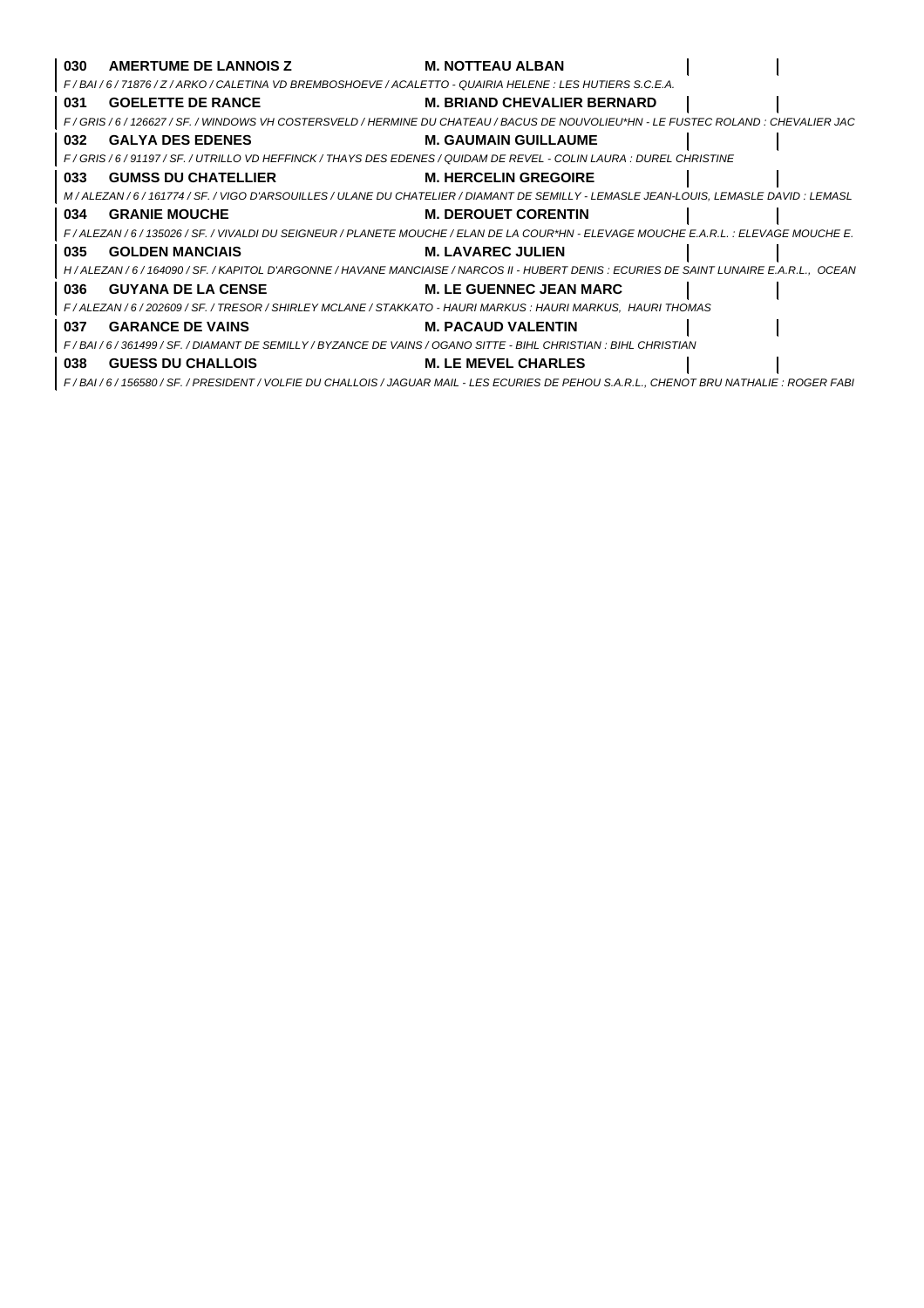**030 AMERTUME DE LANNOIS Z** **M. NOTTEAU ALBAN**

*F / BAI / 6 / 71876 / Z / ARKO / CALETINA VD BREMBOSHOEVE / ACALETTO - QUAIRIA HELENE : LES HUTIERS S.C.E.A.*

**031 GOELETTE DE RANCE** **M. BRIAND CHEVALIER BERNARD**

*F / GRIS / 6 / 126627 / SF. / WINDOWS VH COSTERSVELD / HERMINE DU CHATEAU / BACUS DE NOUVOLIEU*HN - LE FUSTEC ROLAND : CHEVALIER JAC*

**032 GALYA DES EDENES** **M. GAUMAIN GUILLAUME**

*F / GRIS / 6 / 91197 / SF. / UTRILLO VD HEFFINCK / THAYS DES EDENES / QUIDAM DE REVEL - COLIN LAURA : DUREL CHRISTINE*

**033 GUMSS DU CHATELLIER** **M. HERCELIN GREGOIRE**

*M / ALEZAN / 6 / 161774 / SF. / VIGO D'ARSOUILLES / ULANE DU CHATELIER / DIAMANT DE SEMILLY - LEMASLE JEAN-LOUIS, LEMASLE DAVID : LEMASL*

**034 GRANIE MOUCHE** **M. DEROUET CORENTIN**

*F / ALEZAN / 6 / 135026 / SF. / VIVALDI DU SEIGNEUR / PLANETE MOUCHE / ELAN DE LA COUR*HN - ELEVAGE MOUCHE E.A.R.L. : ELEVAGE MOUCHE E.*

**035 GOLDEN MANCIAIS** **M. LAVAREC JULIEN**

*H / ALEZAN / 6 / 164090 / SF. / KAPITOL D'ARGONNE / HAVANE MANCIAISE / NARCOS II - HUBERT DENIS : ECURIES DE SAINT LUNAIRE E.A.R.L., OCEAN*

**036 GUYANA DE LA CENSE** **M. LE GUENNEC JEAN MARC**

*F / ALEZAN / 6 / 202609 / SF. / TRESOR / SHIRLEY MCLANE / STAKKATO - HAURI MARKUS : HAURI MARKUS, HAURI THOMAS*

**037 GARANCE DE VAINS** **M. PACAUD VALENTIN**

*F / BAI / 6 / 361499 / SF. / DIAMANT DE SEMILLY / BYZANCE DE VAINS / OGANO SITTE - BIHL CHRISTIAN : BIHL CHRISTIAN*

**038 GUESS DU CHALLOIS** **M. LE MEVEL CHARLES**

*F / BAI / 6 / 156580 / SF. / PRESIDENT / VOLFIE DU CHALLOIS / JAGUAR MAIL - LES ECURIES DE PEHOU S.A.R.L., CHENOT BRU NATHALIE : ROGER FABI*